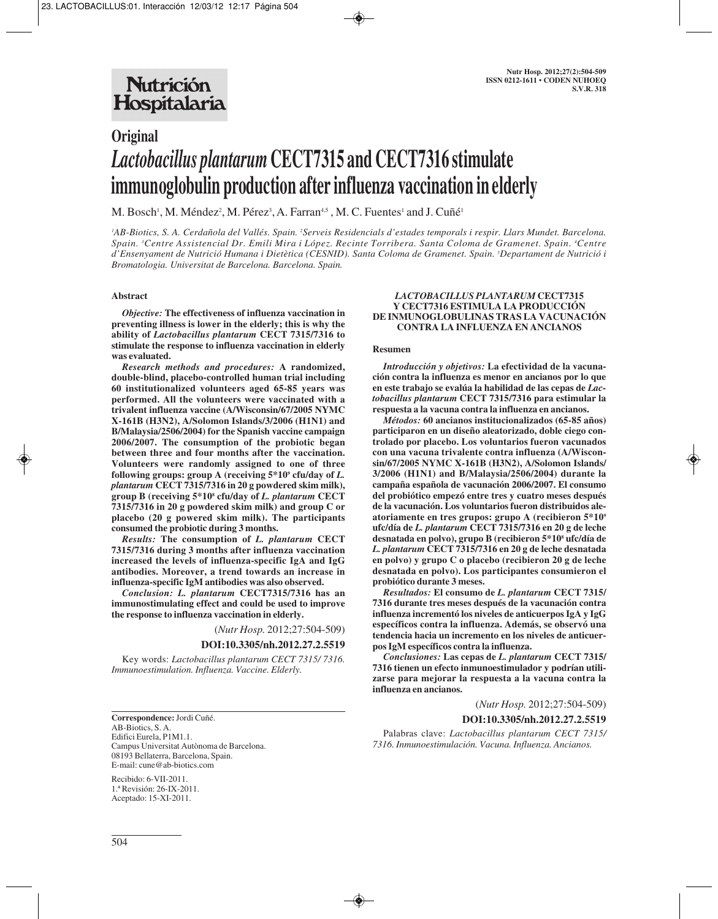# Original

# *Lactobacillus plantarum* CECT7315 and CECT7316 stimulate immunoglobulin production after influenza vaccination in elderly

M. Bosch[1], M. Méndez[2], M. Pérez[3], A. Farran[4,5], M. C. Fuentes[1] and J. Cuñé[1]

[1]AB-Biotics, S. A. Cerdañola del Vallés. Spain. [2]Serveis Residencials d'estades temporals i respir. Llars Mundet. Barcelona. Spain. [3]Centre Assistencial Dr. Emili Mira i López. Recinte Torribera. Santa Coloma de Gramenet. Spain. [4]Centre d'Ensenyament de Nutrició Humana i Dietètica (CESNID). Santa Coloma de Gramenet. Spain. [5]Departament de Nutrició i Bromatologia. Universitat de Barcelona. Barcelona. Spain.

## Abstract

*Objective:* **The effectiveness of influenza vaccination in preventing illness is lower in the elderly; this is why the ability of *Lactobacillus plantarum* CECT 7315/7316 to stimulate the response to influenza vaccination in elderly was evaluated.**

*Research methods and procedures:* **A randomized, double-blind, placebo-controlled human trial including 60 institutionalized volunteers aged 65-85 years was performed. All the volunteers were vaccinated with a trivalent influenza vaccine (A/Wisconsin/67/2005 NYMC X-161B (H3N2), A/Solomon Islands/3/2006 (H1N1) and B/Malaysia/2506/2004) for the Spanish vaccine campaign 2006/2007. The consumption of the probiotic began between three and four months after the vaccination. Volunteers were randomly assigned to one of three following groups: group A (receiving $5*10^9$ cfu/day of *L. plantarum* CECT 7315/7316 in 20 g powdered skim milk), group B (receiving $5*10^8$ cfu/day of *L. plantarum* CECT 7315/7316 in 20 g powdered skim milk) and group C or placebo (20 g powered skim milk). The participants consumed the probiotic during 3 months.**

*Results:* **The consumption of *L. plantarum* CECT 7315/7316 during 3 months after influenza vaccination increased the levels of influenza-specific IgA and IgG antibodies. Moreover, a trend towards an increase in influenza-specific IgM antibodies was also observed.**

*Conclusion:* ***L. plantarum* CECT7315/7316 has an immunostimulating effect and could be used to improve the response to influenza vaccination in elderly.**

(*Nutr Hosp.* 2012;27:504-509)

**DOI:10.3305/nh.2012.27.2.5519**

Key words: *Lactobacillus plantarum CECT 7315/ 7316. Immunoestimulation. Influenza. Vaccine. Elderly.*

## *LACTOBACILLUS PLANTARUM* CECT7315 Y CECT7316 ESTIMULA LA PRODUCCIÓN DE INMUNOGLOBULINAS TRAS LA VACUNACIÓN CONTRA LA INFLUENZA EN ANCIANOS

### Resumen

*Introducción y objetivos:* **La efectividad de la vacunación contra la influenza es menor en ancianos por lo que en este trabajo se evalúa la habilidad de las cepas de *Lactobacillus plantarum* CECT 7315/7316 para estimular la respuesta a la vacuna contra la influenza en ancianos.**

*Métodos:* **60 ancianos institucionalizados (65-85 años) participaron en un diseño aleatorizado, doble ciego controlado por placebo. Los voluntarios fueron vacunados con una vacuna trivalente contra influenza (A/Wisconsin/67/2005 NYMC X-161B (H3N2), A/Solomon Islands/3/2006 (H1N1) and B/Malaysia/2506/2004) durante la campaña española de vacunación 2006/2007. El consumo del probiótico empezó entre tres y cuatro meses después de la vacunación. Los voluntarios fueron distribuidos aleatoriamente en tres grupos: grupo A (recibieron $5*10^9$ ufc/día de *L. plantarum* CECT 7315/7316 en 20 g de leche desnatada en polvo), grupo B (recibieron $5*10^8$ ufc/día de *L. plantarum* CECT 7315/7316 en 20 g de leche desnatada en polvo) y grupo C o placebo (recibieron 20 g de leche desnatada en polvo). Los participantes consumieron el probiótico durante 3 meses.**

*Resultados:* **El consumo de *L. plantarum* CECT 7315/7316 durante tres meses después de la vacunación contra influenza incrementó los niveles de anticuerpos IgA y IgG específicos contra la influenza. Además, se observó una tendencia hacia un incremento en los niveles de anticuerpos IgM específicos contra la influenza.**

*Conclusiones:* **Las cepas de *L. plantarum* CECT 7315/7316 tienen un efecto inmunoestimulador y podrían utilizarse para mejorar la respuesta a la vacuna contra la influenza en ancianos.**

(*Nutr Hosp.* 2012;27:504-509)

**DOI:10.3305/nh.2012.27.2.5519**

Palabras clave: *Lactobacillus plantarum CECT 7315/ 7316. Inmunoestimulación. Vacuna. Influenza. Ancianos.*

---

**Correspondence:** Jordi Cuñé.
AB-Biotics, S. A.
Edifici Eurela, P1M1.1.
Campus Universitat Autònoma de Barcelona.
08193 Bellaterra, Barcelona, Spain.
E-mail: cune@ab-biotics.com

Recibido: 6-VII-2011.
1.ª Revisión: 26-IX-2011.
Aceptado: 15-XI-2011.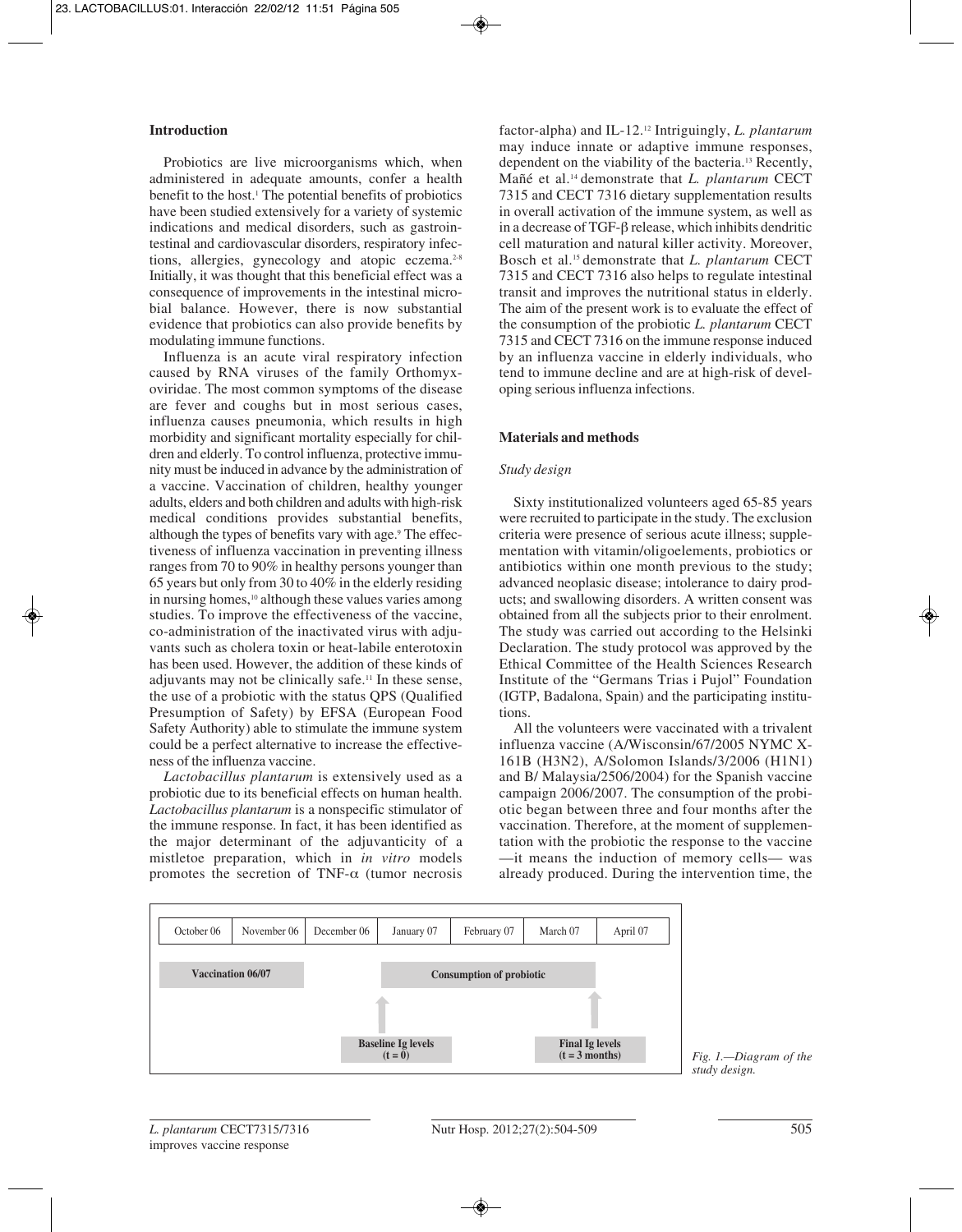## Introduction

Probiotics are live microorganisms which, when administered in adequate amounts, confer a health benefit to the host.[1] The potential benefits of probiotics have been studied extensively for a variety of systemic indications and medical disorders, such as gastrointestinal and cardiovascular disorders, respiratory infections, allergies, gynecology and atopic eczema.[2-8] Initially, it was thought that this beneficial effect was a consequence of improvements in the intestinal microbial balance. However, there is now substantial evidence that probiotics can also provide benefits by modulating immune functions.

Influenza is an acute viral respiratory infection caused by RNA viruses of the family Orthomyxoviridae. The most common symptoms of the disease are fever and coughs but in most serious cases, influenza causes pneumonia, which results in high morbidity and significant mortality especially for children and elderly. To control influenza, protective immunity must be induced in advance by the administration of a vaccine. Vaccination of children, healthy younger adults, elders and both children and adults with high-risk medical conditions provides substantial benefits, although the types of benefits vary with age.[9] The effectiveness of influenza vaccination in preventing illness ranges from 70 to 90% in healthy persons younger than 65 years but only from 30 to 40% in the elderly residing in nursing homes,[10] although these values varies among studies. To improve the effectiveness of the vaccine, co-administration of the inactivated virus with adjuvants such as cholera toxin or heat-labile enterotoxin has been used. However, the addition of these kinds of adjuvants may not be clinically safe.[11] In these sense, the use of a probiotic with the status QPS (Qualified Presumption of Safety) by EFSA (European Food Safety Authority) able to stimulate the immune system could be a perfect alternative to increase the effectiveness of the influenza vaccine.

*Lactobacillus plantarum* is extensively used as a probiotic due to its beneficial effects on human health. *Lactobacillus plantarum* is a nonspecific stimulator of the immune response. In fact, it has been identified as the major determinant of the adjuvanticity of a mistletoe preparation, which in *in vitro* models promotes the secretion of TNF-$\alpha$ (tumor necrosis factor-alpha) and IL-12.[12] Intriguingly, *L. plantarum* may induce innate or adaptive immune responses, dependent on the viability of the bacteria.[13] Recently, Mañé et al.[14] demonstrate that *L. plantarum* CECT 7315 and CECT 7316 dietary supplementation results in overall activation of the immune system, as well as in a decrease of TGF-$\beta$ release, which inhibits dendritic cell maturation and natural killer activity. Moreover, Bosch et al.[15] demonstrate that *L. plantarum* CECT 7315 and CECT 7316 also helps to regulate intestinal transit and improves the nutritional status in elderly. The aim of the present work is to evaluate the effect of the consumption of the probiotic *L. plantarum* CECT 7315 and CECT 7316 on the immune response induced by an influenza vaccine in elderly individuals, who tend to immune decline and are at high-risk of developing serious influenza infections.

## Materials and methods

### *Study design*

Sixty institutionalized volunteers aged 65-85 years were recruited to participate in the study. The exclusion criteria were presence of serious acute illness; supplementation with vitamin/oligoelements, probiotics or antibiotics within one month previous to the study; advanced neoplasic disease; intolerance to dairy products; and swallowing disorders. A written consent was obtained from all the subjects prior to their enrolment. The study was carried out according to the Helsinki Declaration. The study protocol was approved by the Ethical Committee of the Health Sciences Research Institute of the "Germans Trias i Pujol" Foundation (IGTP, Badalona, Spain) and the participating institutions.

All the volunteers were vaccinated with a trivalent influenza vaccine (A/Wisconsin/67/2005 NYMC X-161B (H3N2), A/Solomon Islands/3/2006 (H1N1) and B/ Malaysia/2506/2004) for the Spanish vaccine campaign 2006/2007. The consumption of the probiotic began between three and four months after the vaccination. Therefore, at the moment of supplementation with the probiotic the response to the vaccine —it means the induction of memory cells— was already produced. During the intervention time, the

| October 06 | November 06 | December 06 | January 07 | February 07 | March 07 | April 07 |
|---|---|---|---|---|---|---|
| Vaccination 06/07 | | | Consumption of probiotic | | | |
| | | | Baseline Ig levels (t = 0) | | Final Ig levels (t = 3 months) | |

*Fig. 1.—Diagram of the study design.*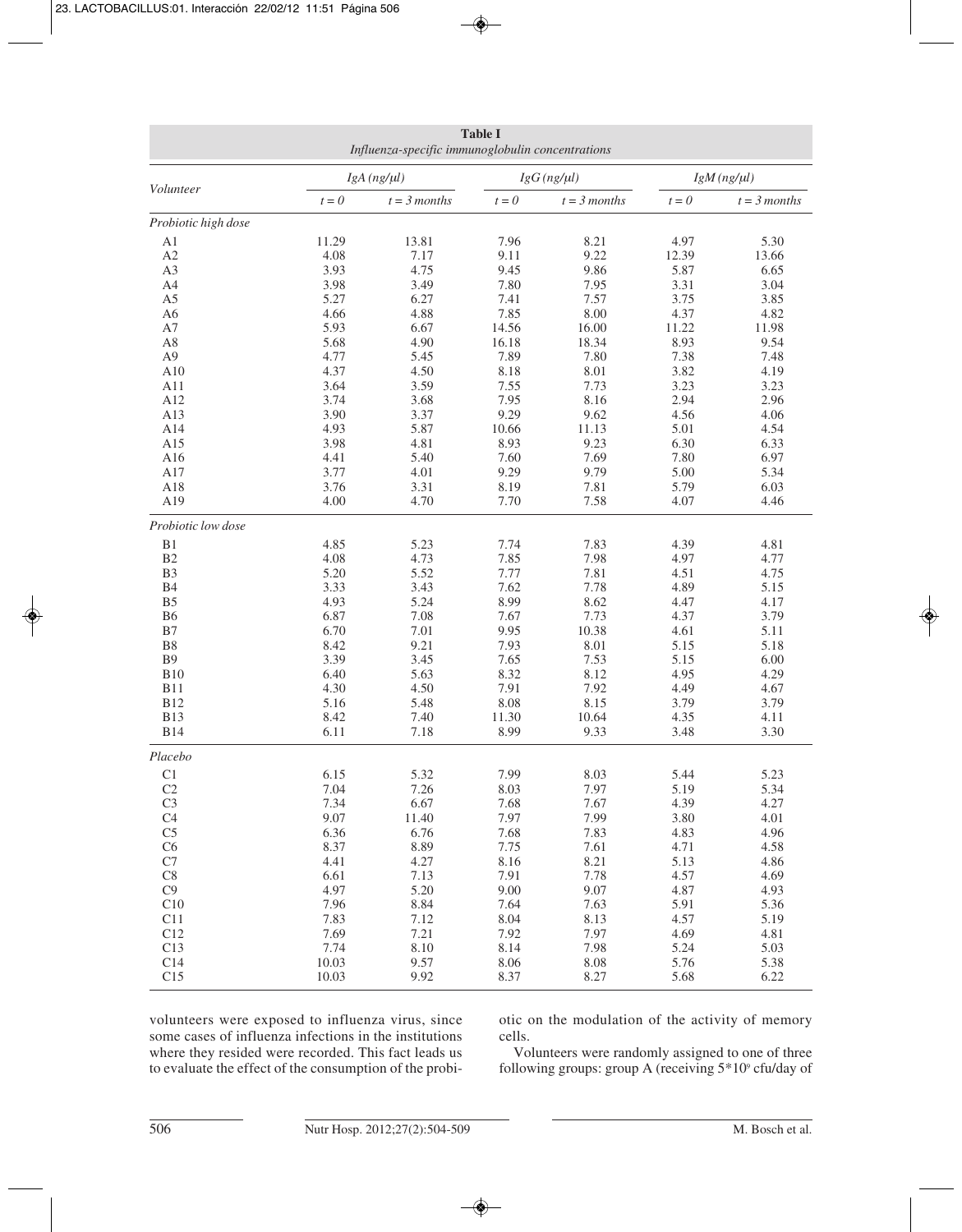**Table I**
*Influenza-specific immunoglobulin concentrations*

| Volunteer | IgA (ng/μl) | | IgG (ng/μl) | | IgM (ng/μl) | |
|---|---|---|---|---|---|---|
| | t = 0 | t = 3 months | t = 0 | t = 3 months | t = 0 | t = 3 months |
| *Probiotic high dose* | | | | | | |
| A1 | 11.29 | 13.81 | 7.96 | 8.21 | 4.97 | 5.30 |
| A2 | 4.08 | 7.17 | 9.11 | 9.22 | 12.39 | 13.66 |
| A3 | 3.93 | 4.75 | 9.45 | 9.86 | 5.87 | 6.65 |
| A4 | 3.98 | 3.49 | 7.80 | 7.95 | 3.31 | 3.04 |
| A5 | 5.27 | 6.27 | 7.41 | 7.57 | 3.75 | 3.85 |
| A6 | 4.66 | 4.88 | 7.85 | 8.00 | 4.37 | 4.82 |
| A7 | 5.93 | 6.67 | 14.56 | 16.00 | 11.22 | 11.98 |
| A8 | 5.68 | 4.90 | 16.18 | 18.34 | 8.93 | 9.54 |
| A9 | 4.77 | 5.45 | 7.89 | 7.80 | 7.38 | 7.48 |
| A10 | 4.37 | 4.50 | 8.18 | 8.01 | 3.82 | 4.19 |
| A11 | 3.64 | 3.59 | 7.55 | 7.73 | 3.23 | 3.23 |
| A12 | 3.74 | 3.68 | 7.95 | 8.16 | 2.94 | 2.96 |
| A13 | 3.90 | 3.37 | 9.29 | 9.62 | 4.56 | 4.06 |
| A14 | 4.93 | 5.87 | 10.66 | 11.13 | 5.01 | 4.54 |
| A15 | 3.98 | 4.81 | 8.93 | 9.23 | 6.30 | 6.33 |
| A16 | 4.41 | 5.40 | 7.60 | 7.69 | 7.80 | 6.97 |
| A17 | 3.77 | 4.01 | 9.29 | 9.79 | 5.00 | 5.34 |
| A18 | 3.76 | 3.31 | 8.19 | 7.81 | 5.79 | 6.03 |
| A19 | 4.00 | 4.70 | 7.70 | 7.58 | 4.07 | 4.46 |
| *Probiotic low dose* | | | | | | |
| B1 | 4.85 | 5.23 | 7.74 | 7.83 | 4.39 | 4.81 |
| B2 | 4.08 | 4.73 | 7.85 | 7.98 | 4.97 | 4.77 |
| B3 | 5.20 | 5.52 | 7.77 | 7.81 | 4.51 | 4.75 |
| B4 | 3.33 | 3.43 | 7.62 | 7.78 | 4.89 | 5.15 |
| B5 | 4.93 | 5.24 | 8.99 | 8.62 | 4.47 | 4.17 |
| B6 | 6.87 | 7.08 | 7.67 | 7.73 | 4.37 | 3.79 |
| B7 | 6.70 | 7.01 | 9.95 | 10.38 | 4.61 | 5.11 |
| B8 | 8.42 | 9.21 | 7.93 | 8.01 | 5.15 | 5.18 |
| B9 | 3.39 | 3.45 | 7.65 | 7.53 | 5.15 | 6.00 |
| B10 | 6.40 | 5.63 | 8.32 | 8.12 | 4.95 | 4.29 |
| B11 | 4.30 | 4.50 | 7.91 | 7.92 | 4.49 | 4.67 |
| B12 | 5.16 | 5.48 | 8.08 | 8.15 | 3.79 | 3.79 |
| B13 | 8.42 | 7.40 | 11.30 | 10.64 | 4.35 | 4.11 |
| B14 | 6.11 | 7.18 | 8.99 | 9.33 | 3.48 | 3.30 |
| *Placebo* | | | | | | |
| C1 | 6.15 | 5.32 | 7.99 | 8.03 | 5.44 | 5.23 |
| C2 | 7.04 | 7.26 | 8.03 | 7.97 | 5.19 | 5.34 |
| C3 | 7.34 | 6.67 | 7.68 | 7.67 | 4.39 | 4.27 |
| C4 | 9.07 | 11.40 | 7.97 | 7.99 | 3.80 | 4.01 |
| C5 | 6.36 | 6.76 | 7.68 | 7.83 | 4.83 | 4.96 |
| C6 | 8.37 | 8.89 | 7.75 | 7.61 | 4.71 | 4.58 |
| C7 | 4.41 | 4.27 | 8.16 | 8.21 | 5.13 | 4.86 |
| C8 | 6.61 | 7.13 | 7.91 | 7.78 | 4.57 | 4.69 |
| C9 | 4.97 | 5.20 | 9.00 | 9.07 | 4.87 | 4.93 |
| C10 | 7.96 | 8.84 | 7.64 | 7.63 | 5.91 | 5.36 |
| C11 | 7.83 | 7.12 | 8.04 | 8.13 | 4.57 | 5.19 |
| C12 | 7.69 | 7.21 | 7.92 | 7.97 | 4.69 | 4.81 |
| C13 | 7.74 | 8.10 | 8.14 | 7.98 | 5.24 | 5.03 |
| C14 | 10.03 | 9.57 | 8.06 | 8.08 | 5.76 | 5.38 |
| C15 | 10.03 | 9.92 | 8.37 | 8.27 | 5.68 | 6.22 |

volunteers were exposed to influenza virus, since some cases of influenza infections in the institutions where they resided were recorded. This fact leads us to evaluate the effect of the consumption of the probiotic on the modulation of the activity of memory cells.

Volunteers were randomly assigned to one of three following groups: group A (receiving $5*10^9$ cfu/day of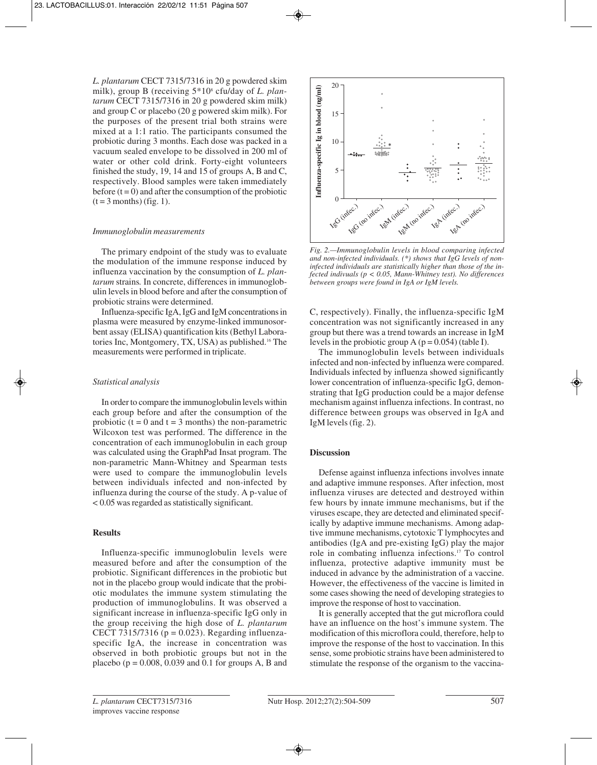*L. plantarum* CECT 7315/7316 in 20 g powdered skim milk), group B (receiving $5*10^8$ cfu/day of *L. plantarum* CECT 7315/7316 in 20 g powdered skim milk) and group C or placebo (20 g powered skim milk). For the purposes of the present trial both strains were mixed at a 1:1 ratio. The participants consumed the probiotic during 3 months. Each dose was packed in a vacuum sealed envelope to be dissolved in 200 ml of water or other cold drink. Forty-eight volunteers finished the study, 19, 14 and 15 of groups A, B and C, respectively. Blood samples were taken immediately before (t = 0) and after the consumption of the probiotic (t = 3 months) (fig. 1).

*Immunoglobulin measurements*

The primary endpoint of the study was to evaluate the modulation of the immune response induced by influenza vaccination by the consumption of *L. plantarum* strains*.* In concrete, differences in immunoglobulin levels in blood before and after the consumption of probiotic strains were determined.

Influenza-specific IgA, IgG and IgM concentrations in plasma were measured by enzyme-linked immunosorbent assay (ELISA) quantification kits (Bethyl Laboratories Inc, Montgomery, TX, USA) as published.[16] The measurements were performed in triplicate.

*Statistical analysis*

In order to compare the immunoglobulin levels within each group before and after the consumption of the probiotic (t = 0 and t = 3 months) the non-parametric Wilcoxon test was performed. The difference in the concentration of each immunoglobulin in each group was calculated using the GraphPad Insat program. The non-parametric Mann-Whitney and Spearman tests were used to compare the immunoglobulin levels between individuals infected and non-infected by influenza during the course of the study. A p-value of < 0.05 was regarded as statistically significant.

## Results

Influenza-specific immunoglobulin levels were measured before and after the consumption of the probiotic. Significant differences in the probiotic but not in the placebo group would indicate that the probiotic modulates the immune system stimulating the production of immunoglobulins. It was observed a significant increase in influenza-specific IgG only in the group receiving the high dose of *L. plantarum* CECT 7315/7316 ($p = 0.023$). Regarding influenza-specific IgA, the increase in concentration was observed in both probiotic groups but not in the placebo ($p = 0.008$, 0.039 and 0.1 for groups A, B and C, respectively). Finally, the influenza-specific IgM concentration was not significantly increased in any group but there was a trend towards an increase in IgM levels in the probiotic group A ($p = 0.054$) (table I).

Influenza-specific Ig in blood (ng/ml)

20
15
10
5
0

IgG (infec.)
IgG (no infec.)
IgM (infec.)
IgM (no infec.)
IgA (infec.)
IgA (no infec.)

*

*Fig. 2.—Immunoglobulin levels in blood comparing infected and non-infected individuals. (\*) shows that IgG levels of non-infected individuals are statistically higher than those of the infected indivuals ($p < 0.05$, Mann-Whitney test). No differences between groups were found in IgA or IgM levels.*

The immunoglobulin levels between individuals infected and non-infected by influenza were compared. Individuals infected by influenza showed significantly lower concentration of influenza-specific IgG, demonstrating that IgG production could be a major defense mechanism against influenza infections. In contrast, no difference between groups was observed in IgA and IgM levels (fig. 2).

## Discussion

Defense against influenza infections involves innate and adaptive immune responses. After infection, most influenza viruses are detected and destroyed within few hours by innate immune mechanisms, but if the viruses escape, they are detected and eliminated specifically by adaptive immune mechanisms. Among adaptive immune mechanisms, cytotoxic T lymphocytes and antibodies (IgA and pre-existing IgG) play the major role in combating influenza infections.[17] To control influenza, protective adaptive immunity must be induced in advance by the administration of a vaccine. However, the effectiveness of the vaccine is limited in some cases showing the need of developing strategies to improve the response of host to vaccination.

It is generally accepted that the gut microflora could have an influence on the host's immune system. The modification of this microflora could, therefore, help to improve the response of the host to vaccination. In this sense, some probiotic strains have been administered to stimulate the response of the organism to the vaccina-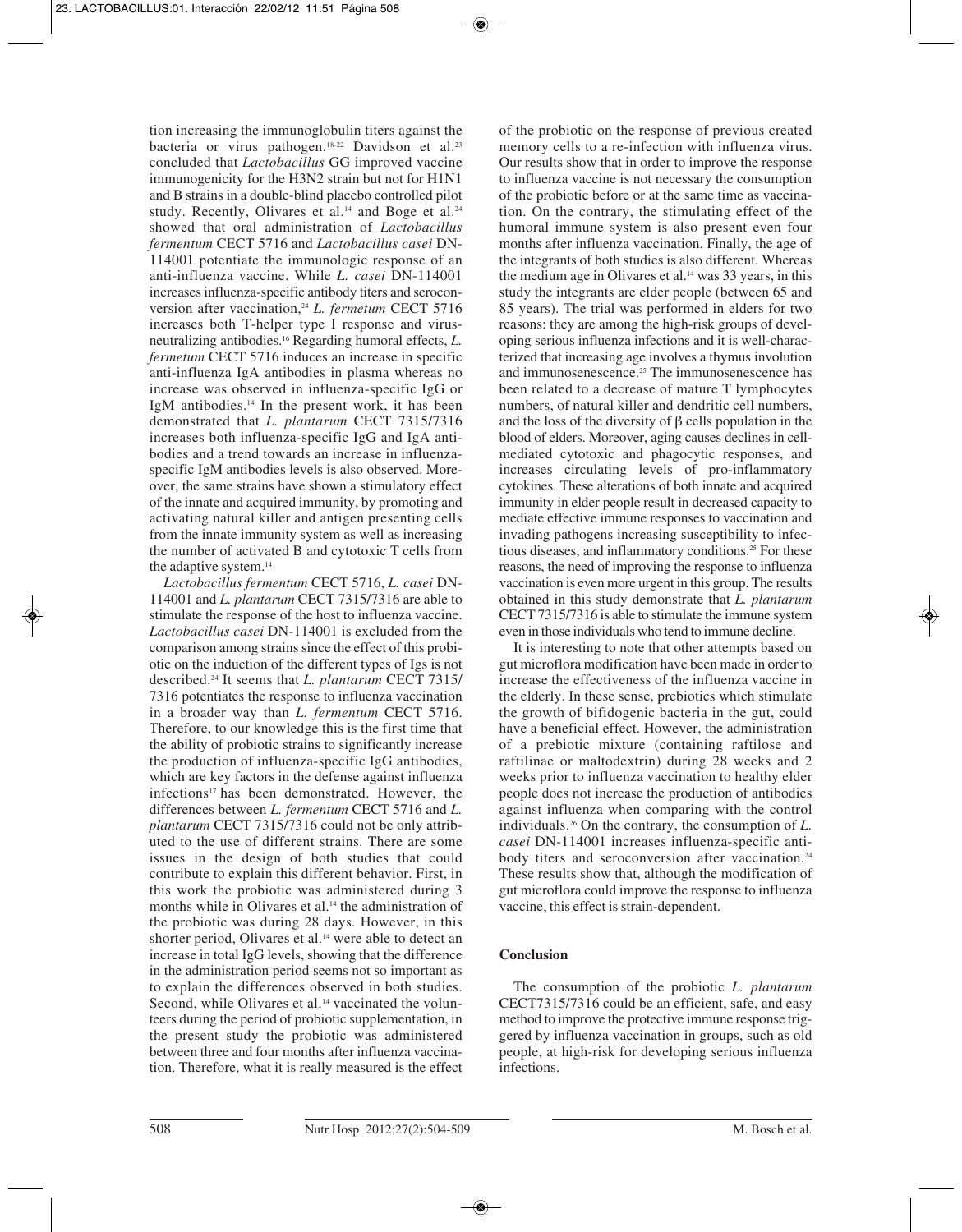tion increasing the immunoglobulin titers against the bacteria or virus pathogen.[18-22] Davidson et al.[23] concluded that *Lactobacillus* GG improved vaccine immunogenicity for the H3N2 strain but not for H1N1 and B strains in a double-blind placebo controlled pilot study. Recently, Olivares et al.[14] and Boge et al.[24] showed that oral administration of *Lactobacillus fermentum* CECT 5716 and *Lactobacillus casei* DN-114001 potentiate the immunologic response of an anti-influenza vaccine. While *L. casei* DN-114001 increases influenza-specific antibody titers and seroconversion after vaccination,[24] *L. fermetum* CECT 5716 increases both T-helper type I response and virus-neutralizing antibodies.[16] Regarding humoral effects, *L. fermetum* CECT 5716 induces an increase in specific anti-influenza IgA antibodies in plasma whereas no increase was observed in influenza-specific IgG or IgM antibodies.[14] In the present work, it has been demonstrated that *L. plantarum* CECT 7315/7316 increases both influenza-specific IgG and IgA antibodies and a trend towards an increase in influenza-specific IgM antibodies levels is also observed. Moreover, the same strains have shown a stimulatory effect of the innate and acquired immunity, by promoting and activating natural killer and antigen presenting cells from the innate immunity system as well as increasing the number of activated B and cytotoxic T cells from the adaptive system.[14]

*Lactobacillus fermentum* CECT 5716, *L. casei* DN-114001 and *L. plantarum* CECT 7315/7316 are able to stimulate the response of the host to influenza vaccine. *Lactobacillus casei* DN-114001 is excluded from the comparison among strains since the effect of this probiotic on the induction of the different types of Igs is not described.[24] It seems that *L. plantarum* CECT 7315/7316 potentiates the response to influenza vaccination in a broader way than *L. fermentum* CECT 5716. Therefore, to our knowledge this is the first time that the ability of probiotic strains to significantly increase the production of influenza-specific IgG antibodies, which are key factors in the defense against influenza infections[17] has been demonstrated. However, the differences between *L. fermentum* CECT 5716 and *L. plantarum* CECT 7315/7316 could not be only attributed to the use of different strains. There are some issues in the design of both studies that could contribute to explain this different behavior. First, in this work the probiotic was administered during 3 months while in Olivares et al.[14] the administration of the probiotic was during 28 days. However, in this shorter period, Olivares et al.[14] were able to detect an increase in total IgG levels, showing that the difference in the administration period seems not so important as to explain the differences observed in both studies. Second, while Olivares et al.[14] vaccinated the volunteers during the period of probiotic supplementation, in the present study the probiotic was administered between three and four months after influenza vaccination. Therefore, what it is really measured is the effect of the probiotic on the response of previous created memory cells to a re-infection with influenza virus. Our results show that in order to improve the response to influenza vaccine is not necessary the consumption of the probiotic before or at the same time as vaccination. On the contrary, the stimulating effect of the humoral immune system is also present even four months after influenza vaccination. Finally, the age of the integrants of both studies is also different. Whereas the medium age in Olivares et al.[14] was 33 years, in this study the integrants are elder people (between 65 and 85 years). The trial was performed in elders for two reasons: they are among the high-risk groups of developing serious influenza infections and it is well-characterized that increasing age involves a thymus involution and immunosenescence.[25] The immunosenescence has been related to a decrease of mature T lymphocytes numbers, of natural killer and dendritic cell numbers, and the loss of the diversity of β cells population in the blood of elders. Moreover, aging causes declines in cell-mediated cytotoxic and phagocytic responses, and increases circulating levels of pro-inflammatory cytokines. These alterations of both innate and acquired immunity in elder people result in decreased capacity to mediate effective immune responses to vaccination and invading pathogens increasing susceptibility to infectious diseases, and inflammatory conditions.[25] For these reasons, the need of improving the response to influenza vaccination is even more urgent in this group. The results obtained in this study demonstrate that *L. plantarum* CECT 7315/7316 is able to stimulate the immune system even in those individuals who tend to immune decline.

It is interesting to note that other attempts based on gut microflora modification have been made in order to increase the effectiveness of the influenza vaccine in the elderly. In this sense, prebiotics which stimulate the growth of bifidogenic bacteria in the gut, could have a beneficial effect. However, the administration of a prebiotic mixture (containing raftilose and raftilinae or maltodextrin) during 28 weeks and 2 weeks prior to influenza vaccination to healthy elder people does not increase the production of antibodies against influenza when comparing with the control individuals.[26] On the contrary, the consumption of *L. casei* DN-114001 increases influenza-specific antibody titers and seroconversion after vaccination.[24] These results show that, although the modification of gut microflora could improve the response to influenza vaccine, this effect is strain-dependent.

## Conclusion

The consumption of the probiotic *L. plantarum* CECT7315/7316 could be an efficient, safe, and easy method to improve the protective immune response triggered by influenza vaccination in groups, such as old people, at high-risk for developing serious influenza infections.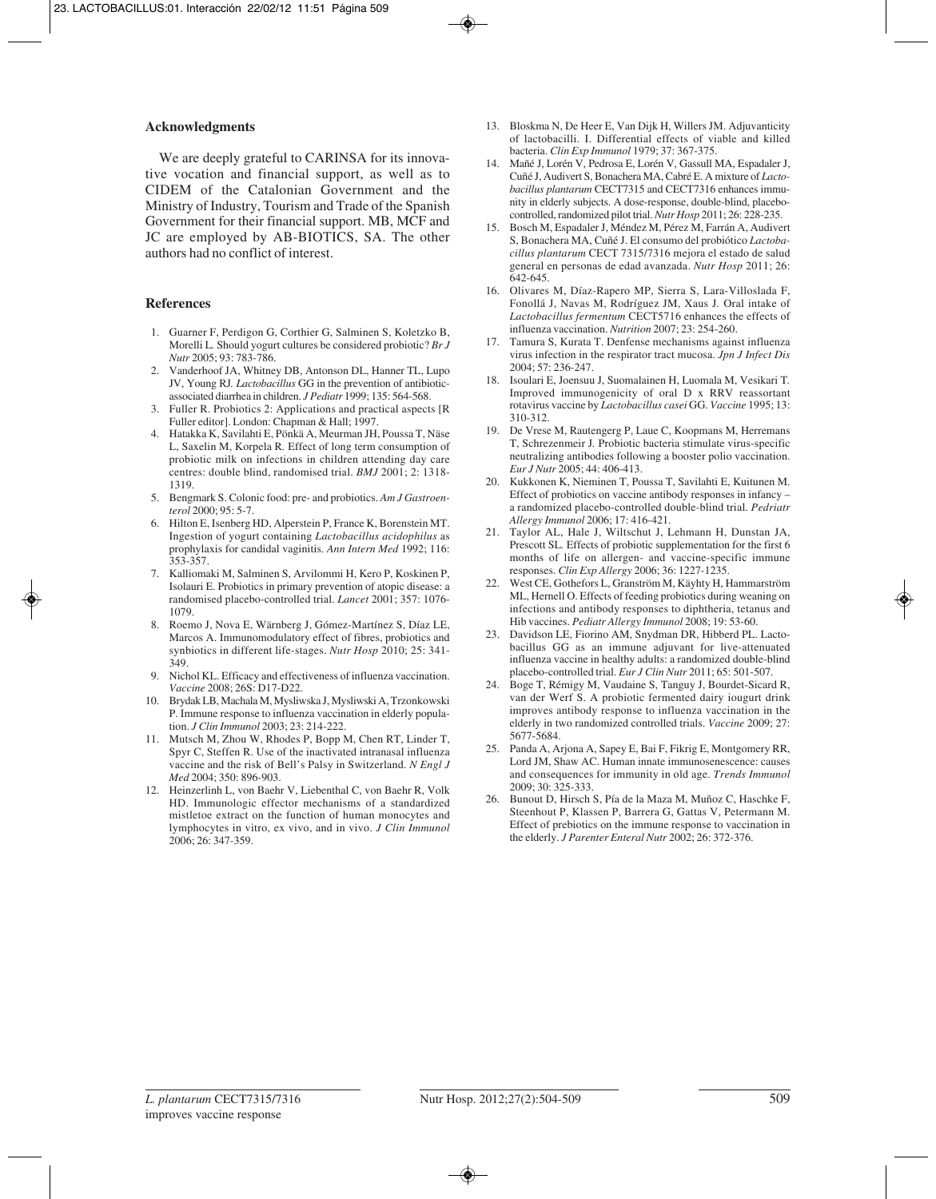## Acknowledgments

We are deeply grateful to CARINSA for its innovative vocation and financial support, as well as to CIDEM of the Catalonian Government and the Ministry of Industry, Tourism and Trade of the Spanish Government for their financial support. MB, MCF and JC are employed by AB-BIOTICS, SA. The other authors had no conflict of interest.

## References

1. Guarner F, Perdigon G, Corthier G, Salminen S, Koletzko B, Morelli L. Should yogurt cultures be considered probiotic? *Br J Nutr* 2005; 93: 783-786.
2. Vanderhoof JA, Whitney DB, Antonson DL, Hanner TL, Lupo JV, Young RJ. *Lactobacillus* GG in the prevention of antibiotic-associated diarrhea in children. *J Pediatr* 1999; 135: 564-568.
3. Fuller R. Probiotics 2: Applications and practical aspects [R Fuller editor]. London: Chapman & Hall; 1997.
4. Hatakka K, Savilahti E, Pönkä A, Meurman JH, Poussa T, Näse L, Saxelin M, Korpela R. Effect of long term consumption of probiotic milk on infections in children attending day care centres: double blind, randomised trial. *BMJ* 2001; 2: 1318-1319.
5. Bengmark S. Colonic food: pre- and probiotics. *Am J Gastroenterol* 2000; 95: 5-7.
6. Hilton E, Isenberg HD, Alperstein P, France K, Borenstein MT. Ingestion of yogurt containing *Lactobacillus acidophilus* as prophylaxis for candidal vaginitis. *Ann Intern Med* 1992; 116: 353-357.
7. Kalliomaki M, Salminen S, Arvilommi H, Kero P, Koskinen P, Isolauri E. Probiotics in primary prevention of atopic disease: a randomised placebo-controlled trial. *Lancet* 2001; 357: 1076-1079.
8. Roemo J, Nova E, Wärnberg J, Gómez-Martínez S, Díaz LE, Marcos A. Immunomodulatory effect of fibres, probiotics and synbiotics in different life-stages. *Nutr Hosp* 2010; 25: 341-349.
9. Nichol KL. Efficacy and effectiveness of influenza vaccination. *Vaccine* 2008; 26S: D17-D22.
10. Brydak LB, Machala M, Mysliwska J, Mysliwski A, Trzonkowski P. Immune response to influenza vaccination in elderly population. *J Clin Immunol* 2003; 23: 214-222.
11. Mutsch M, Zhou W, Rhodes P, Bopp M, Chen RT, Linder T, Spyr C, Steffen R. Use of the inactivated intranasal influenza vaccine and the risk of Bell's Palsy in Switzerland. *N Engl J Med* 2004; 350: 896-903.
12. Heinzerlinh L, von Baehr V, Liebenthal C, von Baehr R, Volk HD. Immunologic effector mechanisms of a standardized mistletoe extract on the function of human monocytes and lymphocytes in vitro, ex vivo, and in vivo. *J Clin Immunol* 2006; 26: 347-359.
13. Bloskma N, De Heer E, Van Dijk H, Willers JM. Adjuvanticity of lactobacilli. I. Differential effects of viable and killed bacteria. *Clin Exp Immunol* 1979; 37: 367-375.
14. Mañé J, Lorén V, Pedrosa E, Lorén V, Gassull MA, Espadaler J, Cuñé J, Audivert S, Bonachera MA, Cabré E. A mixture of *Lactobacillus plantarum* CECT7315 and CECT7316 enhances immunity in elderly subjects. A dose-response, double-blind, placebo-controlled, randomized pilot trial. *Nutr Hosp* 2011; 26: 228-235.
15. Bosch M, Espadaler J, Méndez M, Pérez M, Farrán A, Audivert S, Bonachera MA, Cuñé J. El consumo del probiótico *Lactobacillus plantarum* CECT 7315/7316 mejora el estado de salud general en personas de edad avanzada. *Nutr Hosp* 2011; 26: 642-645.
16. Olivares M, Díaz-Rapero MP, Sierra S, Lara-Villoslada F, Fonollá J, Navas M, Rodríguez JM, Xaus J. Oral intake of *Lactobacillus fermentum* CECT5716 enhances the effects of influenza vaccination. *Nutrition* 2007; 23: 254-260.
17. Tamura S, Kurata T. Denfense mechanisms against influenza virus infection in the respirator tract mucosa. *Jpn J Infect Dis* 2004; 57: 236-247.
18. Isoulari E, Joensuu J, Suomalainen H, Luomala M, Vesikari T. Improved immunogenicity of oral D x RRV reassortant rotavirus vaccine by *Lactobacillus casei* GG. *Vaccine* 1995; 13: 310-312.
19. De Vrese M, Rautengerg P, Laue C, Koopmans M, Herremans T, Schrezenmeir J. Probiotic bacteria stimulate virus-specific neutralizing antibodies following a booster polio vaccination. *Eur J Nutr* 2005; 44: 406-413.
20. Kukkonen K, Nieminen T, Poussa T, Savilahti E, Kuitunen M. Effect of probiotics on vaccine antibody responses in infancy – a randomized placebo-controlled double-blind trial. *Pedriatr Allergy Immunol* 2006; 17: 416-421.
21. Taylor AL, Hale J, Wiltschut J, Lehmann H, Dunstan JA, Prescott SL. Effects of probiotic supplementation for the first 6 months of life on allergen- and vaccine-specific immune responses. *Clin Exp Allergy* 2006; 36: 1227-1235.
22. West CE, Gothefors L, Granström M, Käyhty H, Hammarström ML, Hernell O. Effects of feeding probiotics during weaning on infections and antibody responses to diphtheria, tetanus and Hib vaccines. *Pediatr Allergy Immunol* 2008; 19: 53-60.
23. Davidson LE, Fiorino AM, Snydman DR, Hibberd PL. Lactobacillus GG as an immune adjuvant for live-attenuated influenza vaccine in healthy adults: a randomized double-blind placebo-controlled trial. *Eur J Clin Nutr* 2011; 65: 501-507.
24. Boge T, Rémigy M, Vaudaine S, Tanguy J, Bourdet-Sicard R, van der Werf S. A probiotic fermented dairy iougurt drink improves antibody response to influenza vaccination in the elderly in two randomized controlled trials. *Vaccine* 2009; 27: 5677-5684.
25. Panda A, Arjona A, Sapey E, Bai F, Fikrig E, Montgomery RR, Lord JM, Shaw AC. Human innate immunosenescence: causes and consequences for immunity in old age. *Trends Immunol* 2009; 30: 325-333.
26. Bunout D, Hirsch S, Pía de la Maza M, Muñoz C, Haschke F, Steenhout P, Klassen P, Barrera G, Gattas V, Petermann M. Effect of prebiotics on the immune response to vaccination in the elderly. *J Parenter Enteral Nutr* 2002; 26: 372-376.